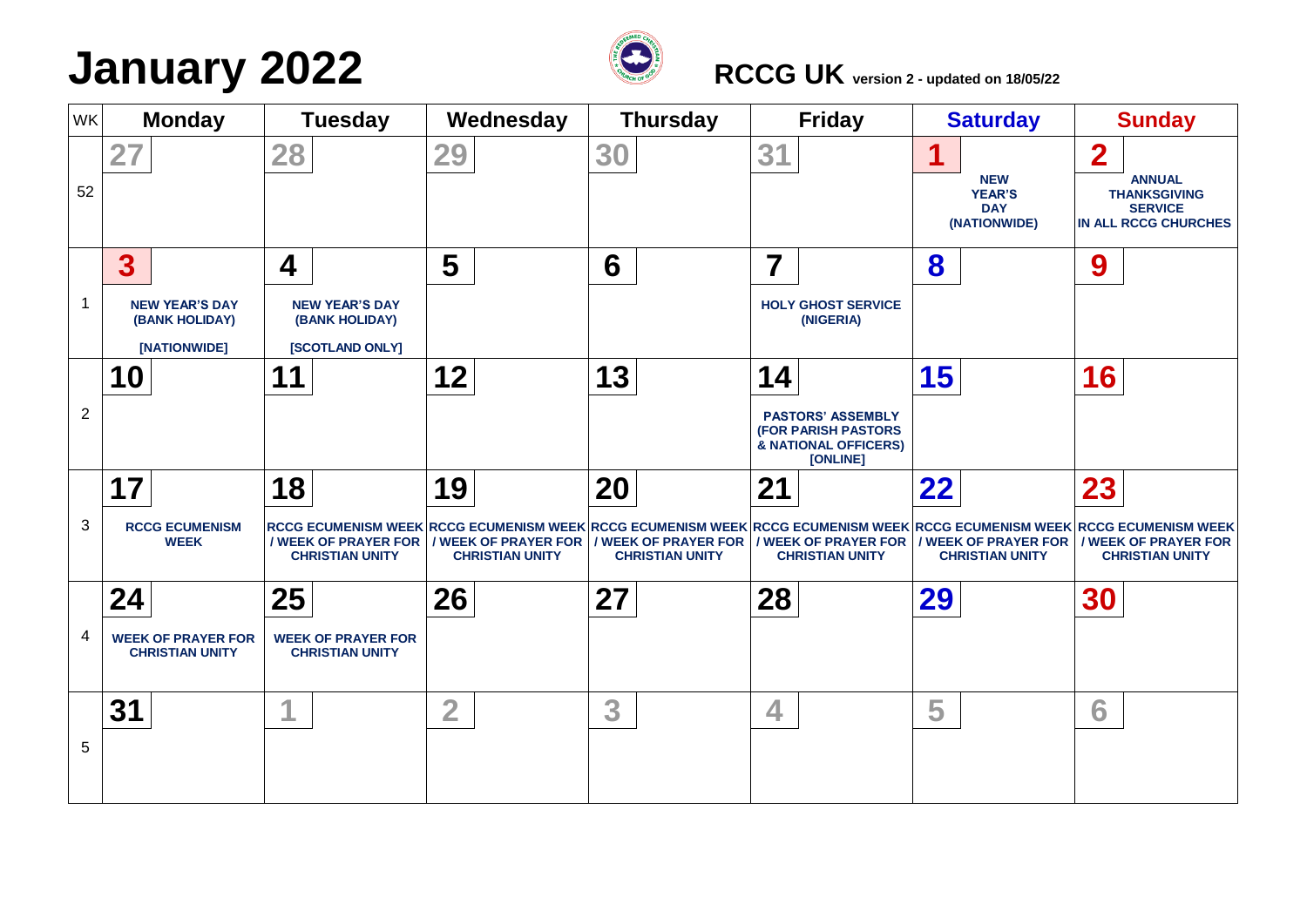# January 2022

**RCCG UK** version 2 - updated on 18/05/22

| WK | Monday | Tuesday | Wednesday | Thursday | Friday | Saturday | Sunday |
|---|---|---|---|---|---|---|---|
| 52 | 27 | 28 | 29 | 30 | 31 | 1 NEW YEAR'S DAY (NATIONWIDE) | 2 ANNUAL THANKSGIVING SERVICE IN ALL RCCG CHURCHES |
| 1 | 3 NEW YEAR'S DAY (BANK HOLIDAY) [NATIONWIDE] | 4 NEW YEAR'S DAY (BANK HOLIDAY) [SCOTLAND ONLY] | 5 | 6 | 7 HOLY GHOST SERVICE (NIGERIA) | 8 | 9 |
| 2 | 10 | 11 | 12 | 13 | 14 PASTORS' ASSEMBLY (FOR PARISH PASTORS & NATIONAL OFFICERS) [ONLINE] | 15 | 16 |
| 3 | 17 RCCG ECUMENISM WEEK | 18 RCCG ECUMENISM WEEK / WEEK OF PRAYER FOR CHRISTIAN UNITY | 19 RCCG ECUMENISM WEEK / WEEK OF PRAYER FOR CHRISTIAN UNITY | 20 RCCG ECUMENISM WEEK / WEEK OF PRAYER FOR CHRISTIAN UNITY | 21 RCCG ECUMENISM WEEK / WEEK OF PRAYER FOR CHRISTIAN UNITY | 22 RCCG ECUMENISM WEEK / WEEK OF PRAYER FOR CHRISTIAN UNITY | 23 RCCG ECUMENISM WEEK / WEEK OF PRAYER FOR CHRISTIAN UNITY |
| 4 | 24 WEEK OF PRAYER FOR CHRISTIAN UNITY | 25 WEEK OF PRAYER FOR CHRISTIAN UNITY | 26 | 27 | 28 | 29 | 30 |
| 5 | 31 | 1 | 2 | 3 | 4 | 5 | 6 |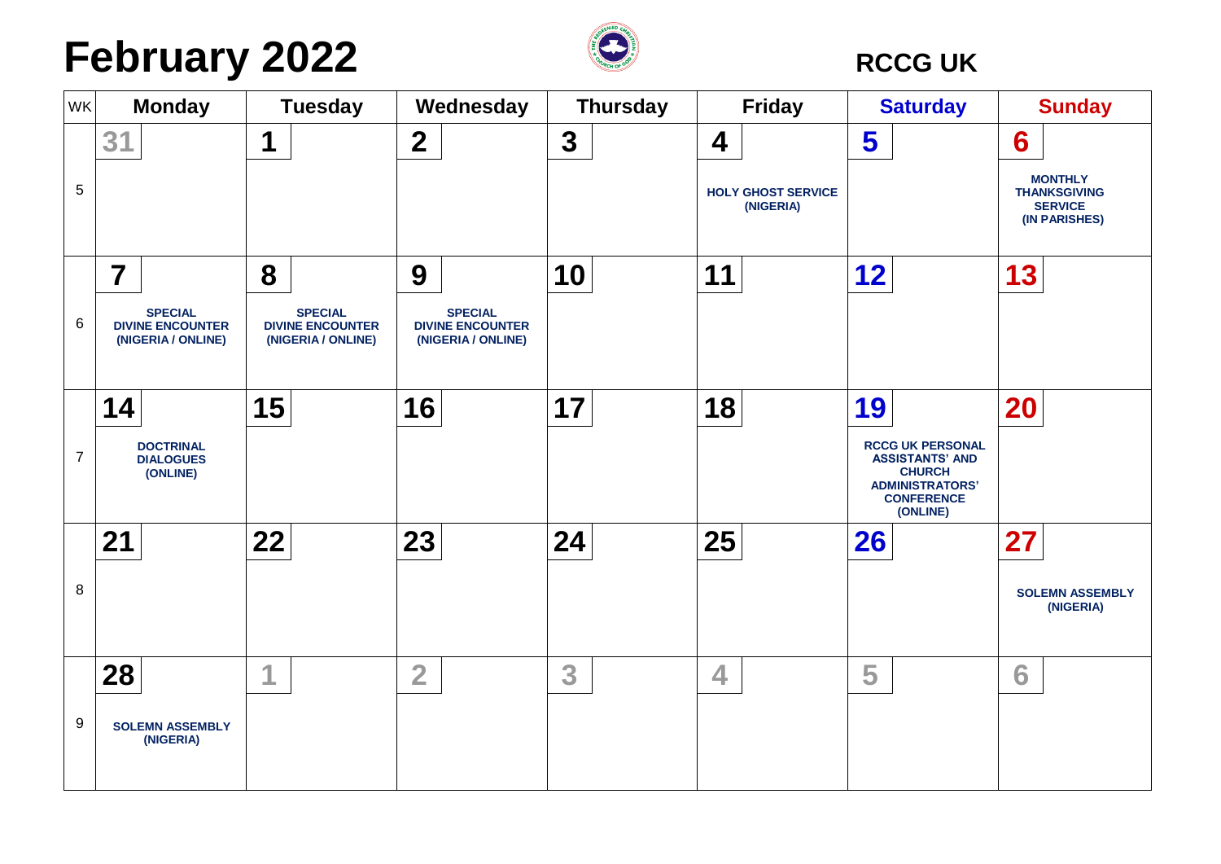# February 2022

**RCCG UK**

| WK | Monday | Tuesday | Wednesday | Thursday | Friday | Saturday | Sunday |
|---|---|---|---|---|---|---|---|
| 5 | 31 | 1 | 2 | 3 | 4<br>HOLY GHOST SERVICE (NIGERIA) | 5 | 6<br>MONTHLY THANKSGIVING SERVICE (IN PARISHES) |
| 6 | 7<br>SPECIAL DIVINE ENCOUNTER (NIGERIA / ONLINE) | 8<br>SPECIAL DIVINE ENCOUNTER (NIGERIA / ONLINE) | 9<br>SPECIAL DIVINE ENCOUNTER (NIGERIA / ONLINE) | 10 | 11 | 12 | 13 |
| 7 | 14<br>DOCTRINAL DIALOGUES (ONLINE) | 15 | 16 | 17 | 18 | 19<br>RCCG UK PERSONAL ASSISTANTS' AND CHURCH ADMINISTRATORS' CONFERENCE (ONLINE) | 20 |
| 8 | 21 | 22 | 23 | 24 | 25 | 26 | 27<br>SOLEMN ASSEMBLY (NIGERIA) |
| 9 | 28<br>SOLEMN ASSEMBLY (NIGERIA) | 1 | 2 | 3 | 4 | 5 | 6 |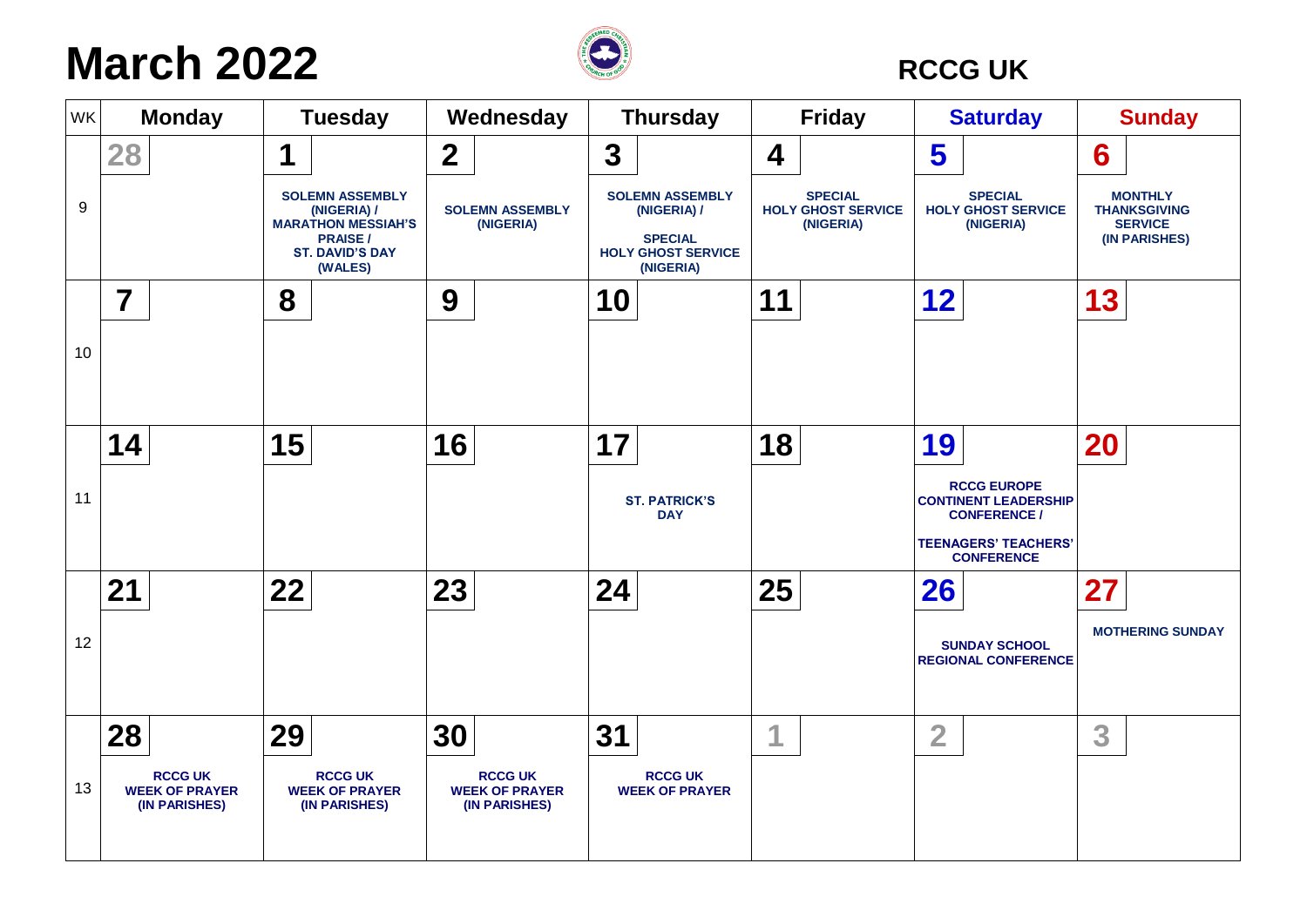# March 2022

**RCCG UK**

| WK | Monday | Tuesday | Wednesday | Thursday | Friday | Saturday | Sunday |
|---|---|---|---|---|---|---|---|
| 9 | 28 | 1<br>SOLEMN ASSEMBLY (NIGERIA) / MARATHON MESSIAH'S PRAISE / ST. DAVID'S DAY (WALES) | 2<br>SOLEMN ASSEMBLY (NIGERIA) | 3<br>SOLEMN ASSEMBLY (NIGERIA) / SPECIAL HOLY GHOST SERVICE (NIGERIA) | 4<br>SPECIAL HOLY GHOST SERVICE (NIGERIA) | 5<br>SPECIAL HOLY GHOST SERVICE (NIGERIA) | 6<br>MONTHLY THANKSGIVING SERVICE (IN PARISHES) |
| 10 | 7 | 8 | 9 | 10 | 11 | 12 | 13 |
| 11 | 14 | 15 | 16 | 17<br>ST. PATRICK'S DAY | 18 | 19<br>RCCG EUROPE CONTINENT LEADERSHIP CONFERENCE / TEENAGERS' TEACHERS' CONFERENCE | 20 |
| 12 | 21 | 22 | 23 | 24 | 25 | 26<br>SUNDAY SCHOOL REGIONAL CONFERENCE | 27<br>MOTHERING SUNDAY |
| 13 | 28<br>RCCG UK WEEK OF PRAYER (IN PARISHES) | 29<br>RCCG UK WEEK OF PRAYER (IN PARISHES) | 30<br>RCCG UK WEEK OF PRAYER (IN PARISHES) | 31<br>RCCG UK WEEK OF PRAYER | 1 | 2 | 3 |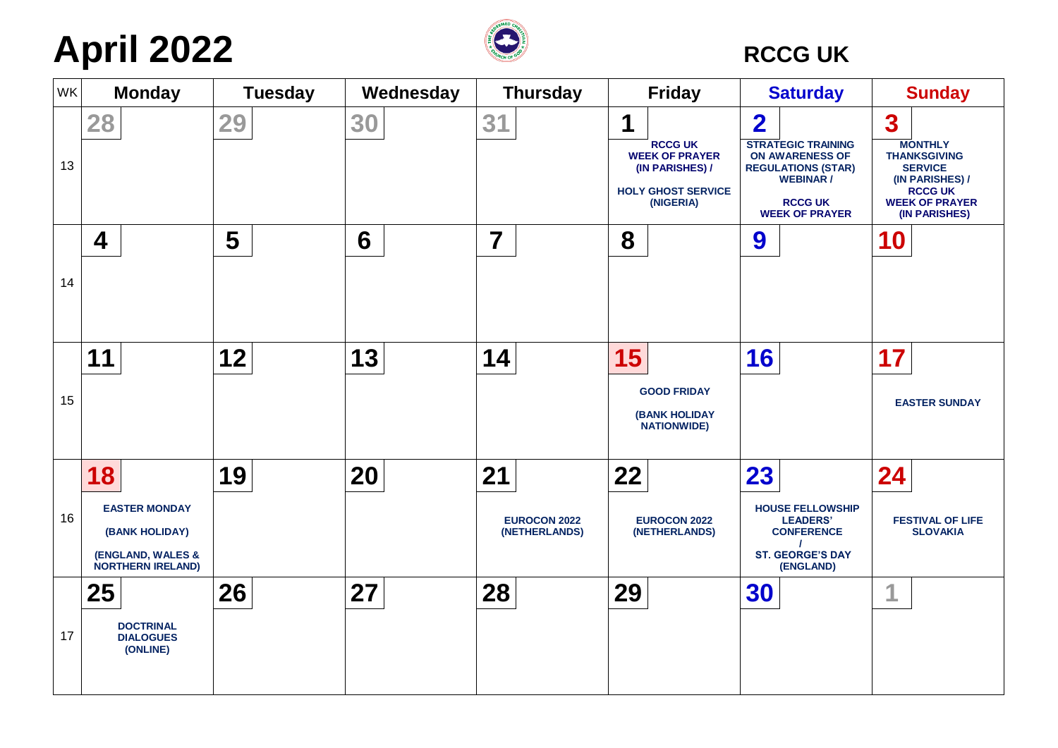# April 2022

RCCG UK

| WK | Monday | Tuesday | Wednesday | Thursday | Friday | Saturday | Sunday |
|---|---|---|---|---|---|---|---|
| 13 | 28 | 29 | 30 | 31 | 1 RCCG UK WEEK OF PRAYER (IN PARISHES) / HOLY GHOST SERVICE (NIGERIA) | 2 STRATEGIC TRAINING ON AWARENESS OF REGULATIONS (STAR) WEBINAR / RCCG UK WEEK OF PRAYER | 3 MONTHLY THANKSGIVING SERVICE (IN PARISHES) / RCCG UK WEEK OF PRAYER (IN PARISHES) |
| 14 | 4 | 5 | 6 | 7 | 8 | 9 | 10 |
| 15 | 11 | 12 | 13 | 14 | 15 GOOD FRIDAY (BANK HOLIDAY NATIONWIDE) | 16 | 17 EASTER SUNDAY |
| 16 | 18 EASTER MONDAY (BANK HOLIDAY) (ENGLAND, WALES & NORTHERN IRELAND) | 19 | 20 | 21 EUROCON 2022 (NETHERLANDS) | 22 EUROCON 2022 (NETHERLANDS) | 23 HOUSE FELLOWSHIP LEADERS' CONFERENCE / ST. GEORGE'S DAY (ENGLAND) | 24 FESTIVAL OF LIFE SLOVAKIA |
| 17 | 25 DOCTRINAL DIALOGUES (ONLINE) | 26 | 27 | 28 | 29 | 30 | 1 |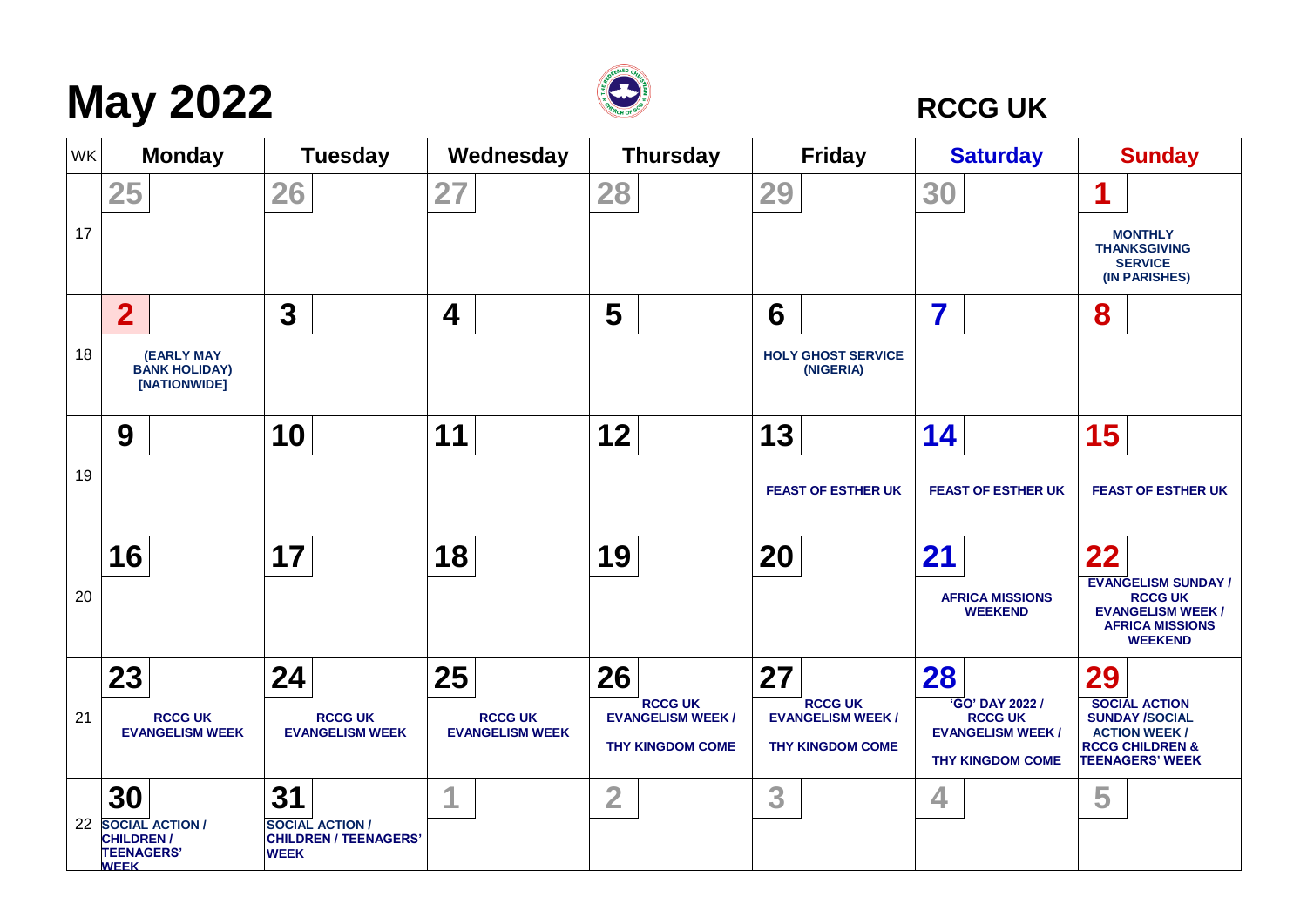# May 2022

**RCCG UK**

| WK | Monday | Tuesday | Wednesday | Thursday | Friday | Saturday | Sunday |
|---|---|---|---|---|---|---|---|
| 17 | 25 | 26 | 27 | 28 | 29 | 30 | 1 MONTHLY THANKSGIVING SERVICE (IN PARISHES) |
| 18 | 2 (EARLY MAY BANK HOLIDAY) [NATIONWIDE] | 3 | 4 | 5 | 6 HOLY GHOST SERVICE (NIGERIA) | 7 | 8 |
| 19 | 9 | 10 | 11 | 12 | 13 FEAST OF ESTHER UK | 14 FEAST OF ESTHER UK | 15 FEAST OF ESTHER UK |
| 20 | 16 | 17 | 18 | 19 | 20 | 21 AFRICA MISSIONS WEEKEND | 22 EVANGELISM SUNDAY / RCCG UK EVANGELISM WEEK / AFRICA MISSIONS WEEKEND |
| 21 | 23 RCCG UK EVANGELISM WEEK | 24 RCCG UK EVANGELISM WEEK | 25 RCCG UK EVANGELISM WEEK | 26 RCCG UK EVANGELISM WEEK / THY KINGDOM COME | 27 RCCG UK EVANGELISM WEEK / THY KINGDOM COME | 28 'GO' DAY 2022 / RCCG UK EVANGELISM WEEK / THY KINGDOM COME | 29 SOCIAL ACTION SUNDAY /SOCIAL ACTION WEEK / RCCG CHILDREN & TEENAGERS' WEEK |
| 22 | 30 SOCIAL ACTION / CHILDREN / TEENAGERS' WEEK | 31 SOCIAL ACTION / CHILDREN / TEENAGERS' WEEK | 1 | 2 | 3 | 4 | 5 |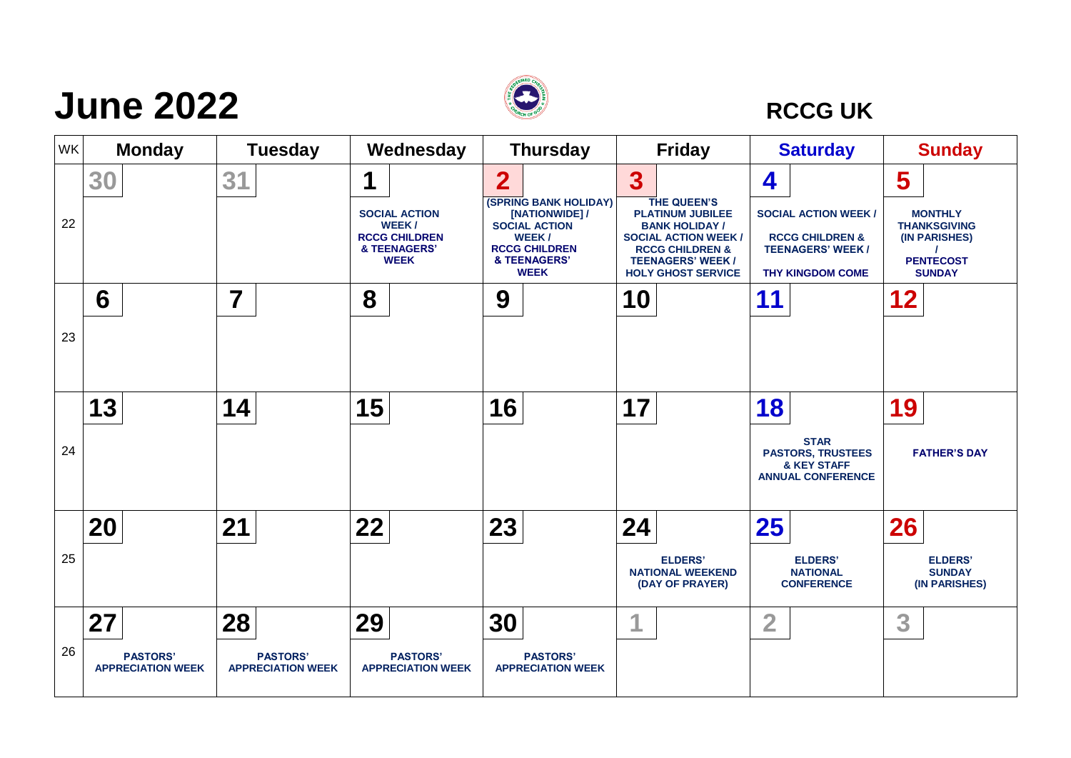# June 2022

**RCCG UK**

| WK | Monday | Tuesday | Wednesday | Thursday | Friday | Saturday | Sunday |
|---|---|---|---|---|---|---|---|
| 22 | 30 | 31 | 1<br>SOCIAL ACTION WEEK / RCCG CHILDREN & TEENAGERS' WEEK | 2<br>(SPRING BANK HOLIDAY) [NATIONWIDE] / SOCIAL ACTION WEEK / RCCG CHILDREN & TEENAGERS' WEEK | 3<br>THE QUEEN'S PLATINUM JUBILEE BANK HOLIDAY / SOCIAL ACTION WEEK / RCCG CHILDREN & TEENAGERS' WEEK / HOLY GHOST SERVICE | 4<br>SOCIAL ACTION WEEK / RCCG CHILDREN & TEENAGERS' WEEK / THY KINGDOM COME | 5<br>MONTHLY THANKSGIVING (IN PARISHES) / PENTECOST SUNDAY |
| 23 | 6 | 7 | 8 | 9 | 10 | 11 | 12 |
| 24 | 13 | 14 | 15 | 16 | 17 | 18<br>STAR PASTORS, TRUSTEES & KEY STAFF ANNUAL CONFERENCE | 19<br>FATHER'S DAY |
| 25 | 20 | 21 | 22 | 23 | 24<br>ELDERS' NATIONAL WEEKEND (DAY OF PRAYER) | 25<br>ELDERS' NATIONAL CONFERENCE | 26<br>ELDERS' SUNDAY (IN PARISHES) |
| 26 | 27<br>PASTORS' APPRECIATION WEEK | 28<br>PASTORS' APPRECIATION WEEK | 29<br>PASTORS' APPRECIATION WEEK | 30<br>PASTORS' APPRECIATION WEEK | 1 | 2 | 3 |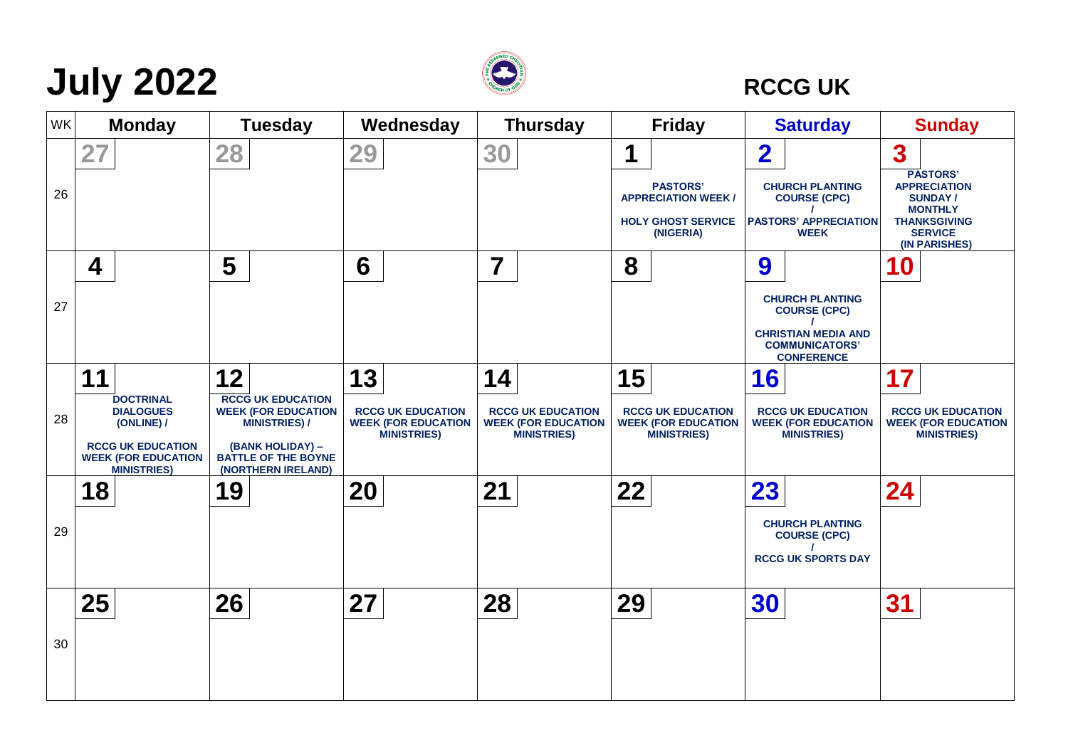# July 2022

**RCCG UK**

| WK | Monday | Tuesday | Wednesday | Thursday | Friday | Saturday | Sunday |
|---|---|---|---|---|---|---|---|
| 26 | 27 | 28 | 29 | 30 | 1<br>PASTORS' APPRECIATION WEEK /<br>HOLY GHOST SERVICE (NIGERIA) | 2<br>CHURCH PLANTING COURSE (CPC)<br>/<br>PASTORS' APPRECIATION WEEK | 3<br>PASTORS' APPRECIATION SUNDAY / MONTHLY THANKSGIVING SERVICE (IN PARISHES) |
| 27 | 4 | 5 | 6 | 7 | 8 | 9<br>CHURCH PLANTING COURSE (CPC)<br>/<br>CHRISTIAN MEDIA AND COMMUNICATORS' CONFERENCE | 10 |
| 28 | 11<br>DOCTRINAL DIALOGUES (ONLINE) /<br>RCCG UK EDUCATION WEEK (FOR EDUCATION MINISTRIES) | 12<br>RCCG UK EDUCATION WEEK (FOR EDUCATION MINISTRIES) /<br>(BANK HOLIDAY) – BATTLE OF THE BOYNE (NORTHERN IRELAND) | 13<br>RCCG UK EDUCATION WEEK (FOR EDUCATION MINISTRIES) | 14<br>RCCG UK EDUCATION WEEK (FOR EDUCATION MINISTRIES) | 15<br>RCCG UK EDUCATION WEEK (FOR EDUCATION MINISTRIES) | 16<br>RCCG UK EDUCATION WEEK (FOR EDUCATION MINISTRIES) | 17<br>RCCG UK EDUCATION WEEK (FOR EDUCATION MINISTRIES) |
| 29 | 18 | 19 | 20 | 21 | 22 | 23<br>CHURCH PLANTING COURSE (CPC)<br>/<br>RCCG UK SPORTS DAY | 24 |
| 30 | 25 | 26 | 27 | 28 | 29 | 30 | 31 |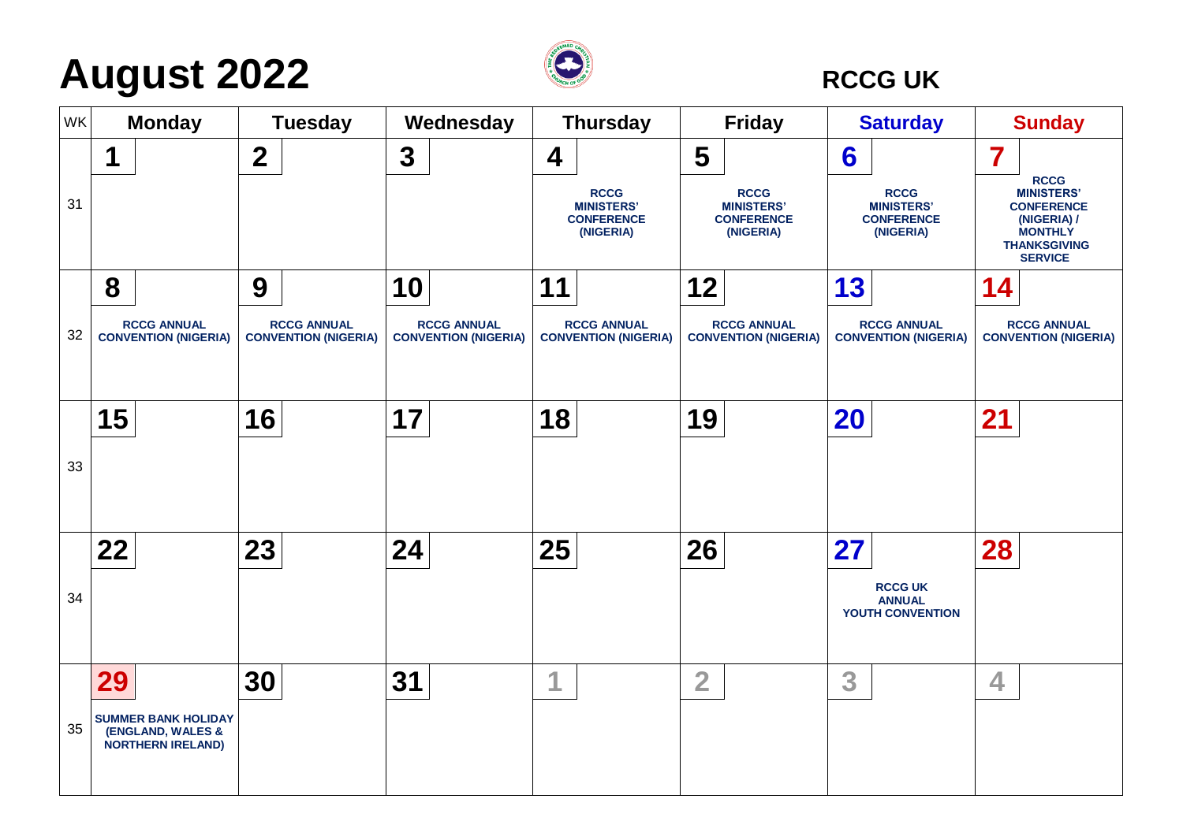# August 2022

**RCCG UK**

| WK | Monday | Tuesday | Wednesday | Thursday | Friday | Saturday | Sunday |
|---|---|---|---|---|---|---|---|
| 31 | **1** | **2** | **3** | **4** RCCG MINISTERS' CONFERENCE (NIGERIA) | **5** RCCG MINISTERS' CONFERENCE (NIGERIA) | **6** RCCG MINISTERS' CONFERENCE (NIGERIA) | **7** RCCG MINISTERS' CONFERENCE (NIGERIA) / MONTHLY THANKSGIVING SERVICE |
| 32 | **8** RCCG ANNUAL CONVENTION (NIGERIA) | **9** RCCG ANNUAL CONVENTION (NIGERIA) | **10** RCCG ANNUAL CONVENTION (NIGERIA) | **11** RCCG ANNUAL CONVENTION (NIGERIA) | **12** RCCG ANNUAL CONVENTION (NIGERIA) | **13** RCCG ANNUAL CONVENTION (NIGERIA) | **14** RCCG ANNUAL CONVENTION (NIGERIA) |
| 33 | **15** | **16** | **17** | **18** | **19** | **20** | **21** |
| 34 | **22** | **23** | **24** | **25** | **26** | **27** RCCG UK ANNUAL YOUTH CONVENTION | **28** |
| 35 | **29** SUMMER BANK HOLIDAY (ENGLAND, WALES & NORTHERN IRELAND) | **30** | **31** | 1 | 2 | 3 | 4 |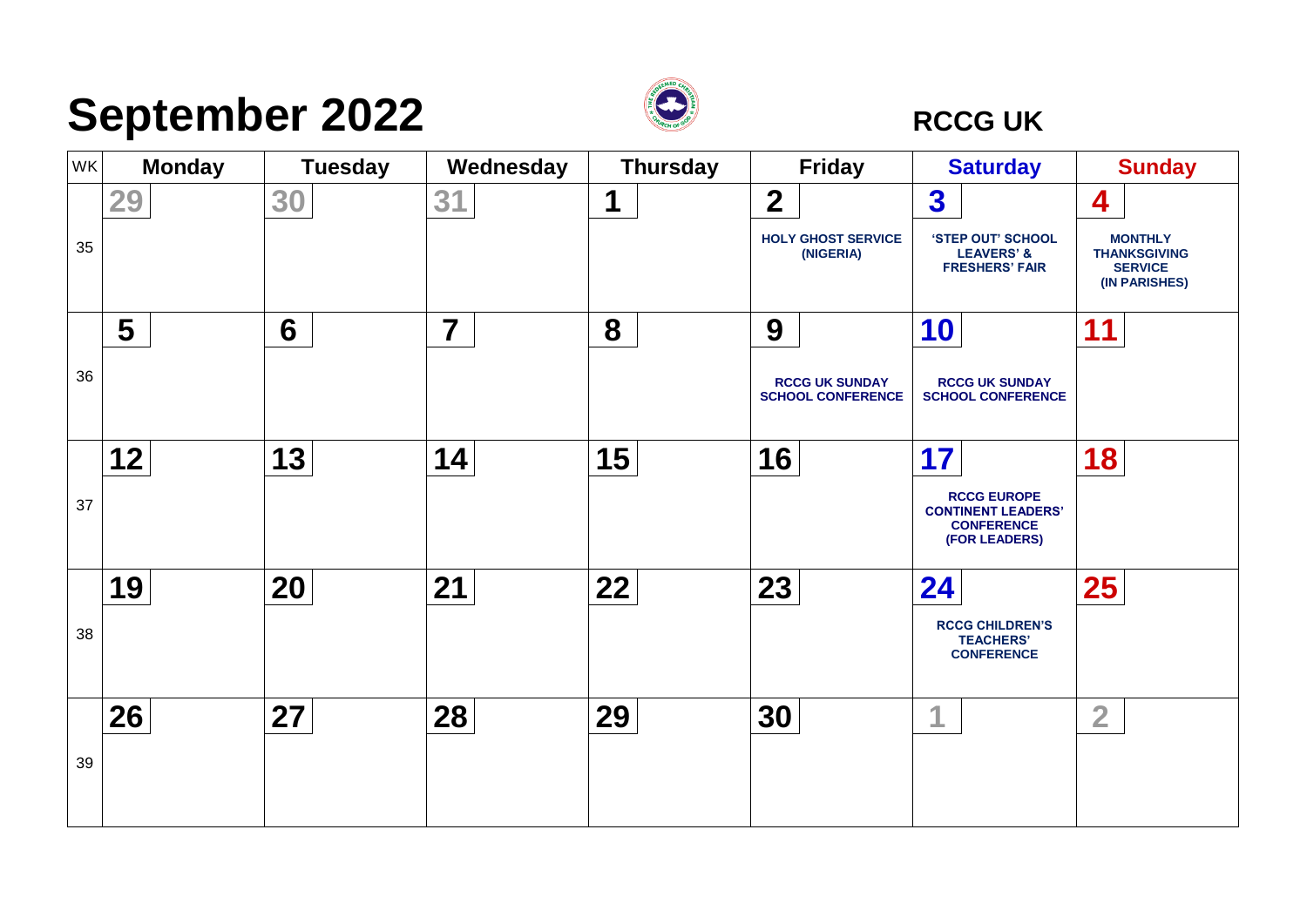# September 2022

**RCCG UK**

| WK | Monday | Tuesday | Wednesday | Thursday | Friday | Saturday | Sunday |
|---|---|---|---|---|---|---|---|
| 35 | 29 | 30 | 31 | 1 | 2 HOLY GHOST SERVICE (NIGERIA) | 3 'STEP OUT' SCHOOL LEAVERS' & FRESHERS' FAIR | 4 MONTHLY THANKSGIVING SERVICE (IN PARISHES) |
| 36 | 5 | 6 | 7 | 8 | 9 RCCG UK SUNDAY SCHOOL CONFERENCE | 10 RCCG UK SUNDAY SCHOOL CONFERENCE | 11 |
| 37 | 12 | 13 | 14 | 15 | 16 | 17 RCCG EUROPE CONTINENT LEADERS' CONFERENCE (FOR LEADERS) | 18 |
| 38 | 19 | 20 | 21 | 22 | 23 | 24 RCCG CHILDREN'S TEACHERS' CONFERENCE | 25 |
| 39 | 26 | 27 | 28 | 29 | 30 | 1 | 2 |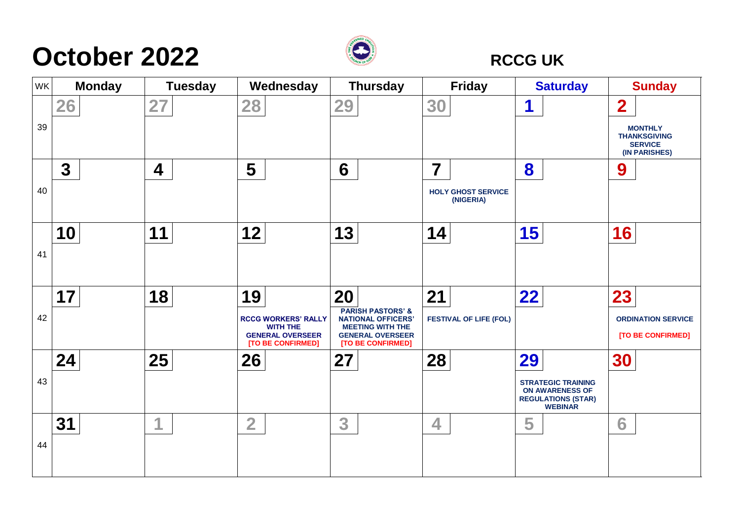# October 2022

**RCCG UK**

| WK | Monday | Tuesday | Wednesday | Thursday | Friday | Saturday | Sunday |
|---|---|---|---|---|---|---|---|
| 39 | 26 | 27 | 28 | 29 | 30 | 1 | 2<br>MONTHLY THANKSGIVING SERVICE (IN PARISHES) |
| 40 | 3 | 4 | 5 | 6 | 7<br>HOLY GHOST SERVICE (NIGERIA) | 8 | 9 |
| 41 | 10 | 11 | 12 | 13 | 14 | 15 | 16 |
| 42 | 17 | 18 | 19<br>RCCG WORKERS' RALLY WITH THE GENERAL OVERSEER [TO BE CONFIRMED] | 20<br>PARISH PASTORS' & NATIONAL OFFICERS' MEETING WITH THE GENERAL OVERSEER [TO BE CONFIRMED] | 21<br>FESTIVAL OF LIFE (FOL) | 22 | 23<br>ORDINATION SERVICE [TO BE CONFIRMED] |
| 43 | 24 | 25 | 26 | 27 | 28 | 29<br>STRATEGIC TRAINING ON AWARENESS OF REGULATIONS (STAR) WEBINAR | 30 |
| 44 | 31 | 1 | 2 | 3 | 4 | 5 | 6 |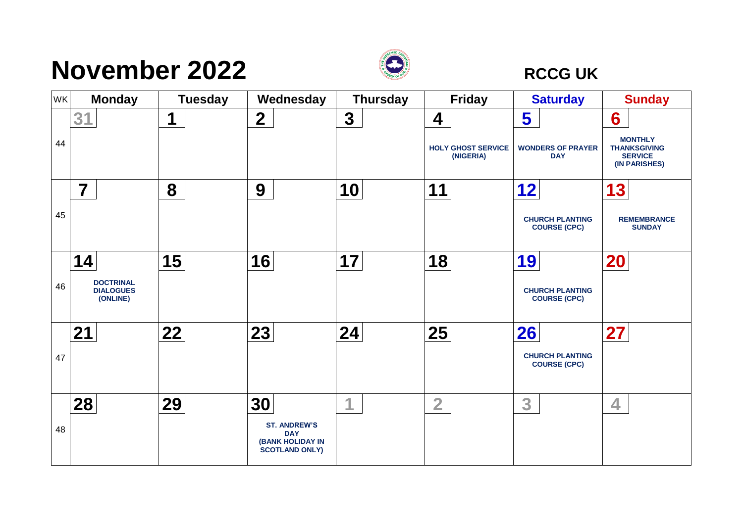# November 2022

**RCCG UK**

| WK | Monday | Tuesday | Wednesday | Thursday | Friday | Saturday | Sunday |
|---|---|---|---|---|---|---|---|
| 44 | 31 | 1 | 2 | 3 | 4<br>**HOLY GHOST SERVICE (NIGERIA)** | 5<br>**WONDERS OF PRAYER DAY** | 6<br>**MONTHLY THANKSGIVING SERVICE (IN PARISHES)** |
| 45 | 7 | 8 | 9 | 10 | 11 | 12<br>**CHURCH PLANTING COURSE (CPC)** | 13<br>**REMEMBRANCE SUNDAY** |
| 46 | 14<br>**DOCTRINAL DIALOGUES (ONLINE)** | 15 | 16 | 17 | 18 | 19<br>**CHURCH PLANTING COURSE (CPC)** | 20 |
| 47 | 21 | 22 | 23 | 24 | 25 | 26<br>**CHURCH PLANTING COURSE (CPC)** | 27 |
| 48 | 28 | 29 | 30<br>**ST. ANDREW'S DAY (BANK HOLIDAY IN SCOTLAND ONLY)** | 1 | 2 | 3 | 4 |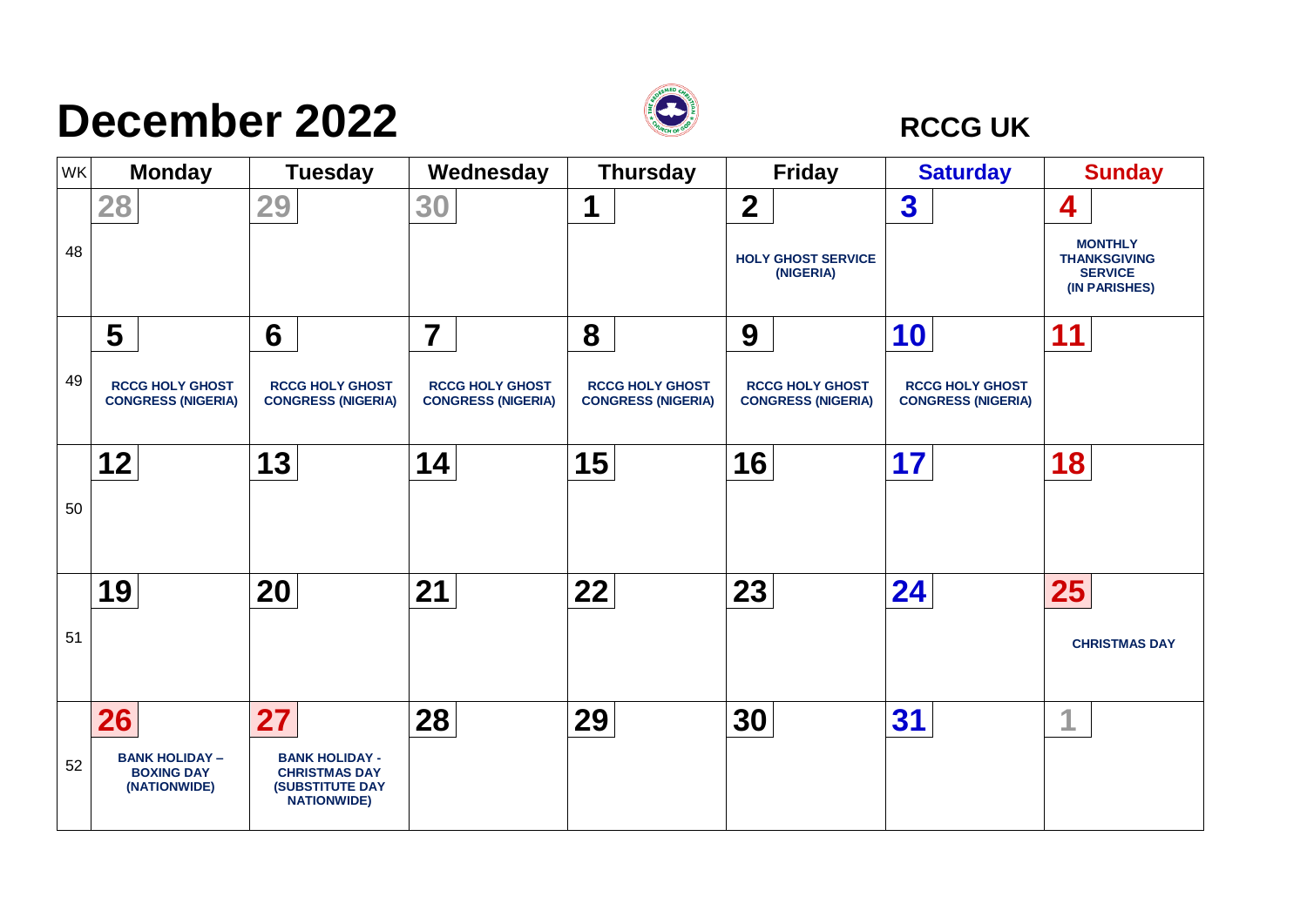# December 2022

**RCCG UK**

| WK | Monday | Tuesday | Wednesday | Thursday | Friday | Saturday | Sunday |
|---|---|---|---|---|---|---|---|
| 48 | 28 | 29 | 30 | 1 | 2<br>HOLY GHOST SERVICE (NIGERIA) | 3 | 4<br>MONTHLY THANKSGIVING SERVICE (IN PARISHES) |
| 49 | 5<br>RCCG HOLY GHOST CONGRESS (NIGERIA) | 6<br>RCCG HOLY GHOST CONGRESS (NIGERIA) | 7<br>RCCG HOLY GHOST CONGRESS (NIGERIA) | 8<br>RCCG HOLY GHOST CONGRESS (NIGERIA) | 9<br>RCCG HOLY GHOST CONGRESS (NIGERIA) | 10<br>RCCG HOLY GHOST CONGRESS (NIGERIA) | 11 |
| 50 | 12 | 13 | 14 | 15 | 16 | 17 | 18 |
| 51 | 19 | 20 | 21 | 22 | 23 | 24 | 25<br>CHRISTMAS DAY |
| 52 | 26<br>BANK HOLIDAY – BOXING DAY (NATIONWIDE) | 27<br>BANK HOLIDAY - CHRISTMAS DAY (SUBSTITUTE DAY NATIONWIDE) | 28 | 29 | 30 | 31 | 1 |